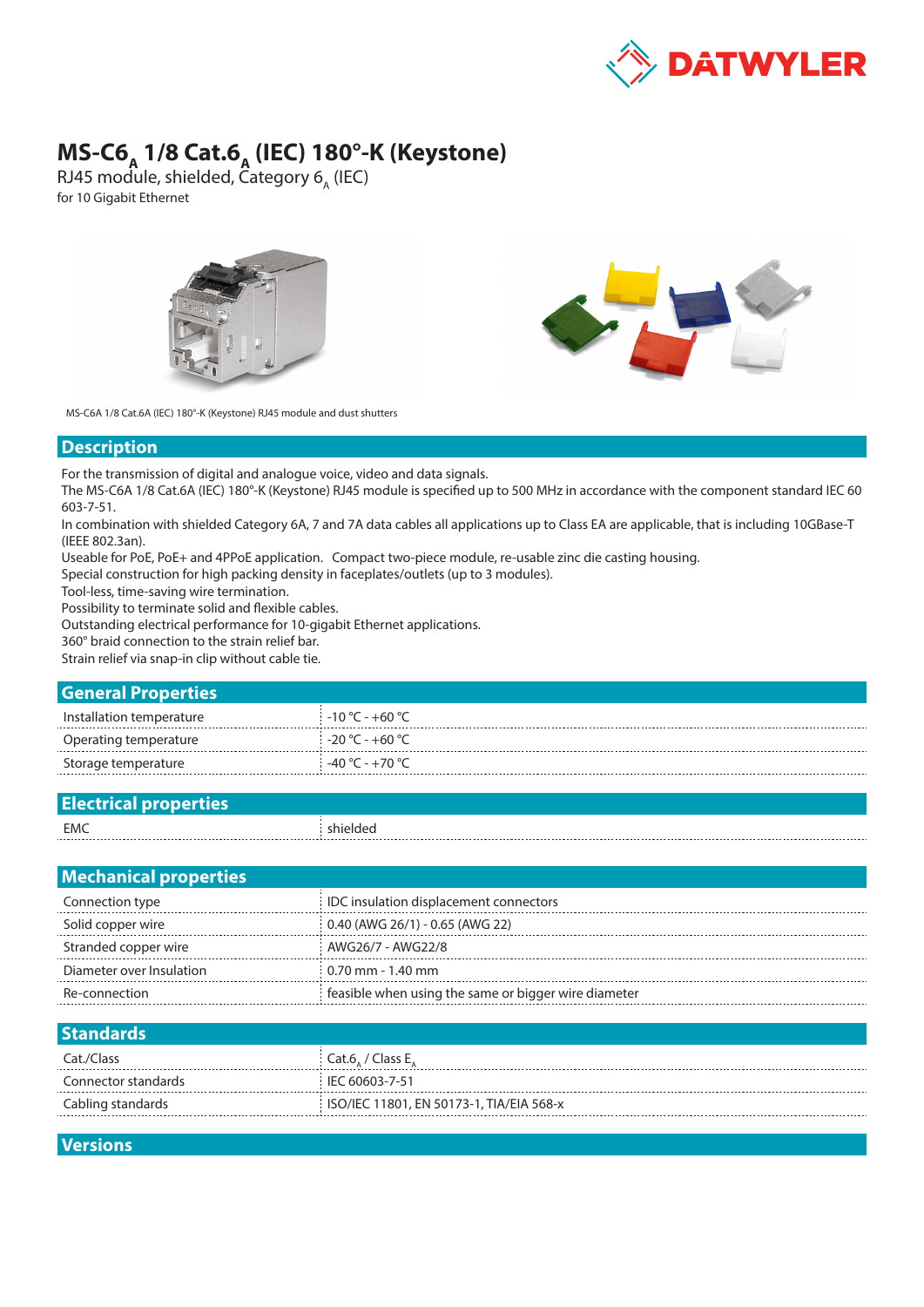DATWYLER

# MS-C6$_A$ 1/8 Cat.6$_A$ (IEC) 180°-K (Keystone)

RJ45 module, shielded, Category 6$_A$ (IEC)

for 10 Gigabit Ethernet

MS-C6A 1/8 Cat.6A (IEC) 180°-K (Keystone) RJ45 module and dust shutters

## Description

For the transmission of digital and analogue voice, video and data signals.
The MS-C6A 1/8 Cat.6A (IEC) 180°-K (Keystone) RJ45 module is specified up to 500 MHz in accordance with the component standard IEC 60 603-7-51.
In combination with shielded Category 6A, 7 and 7A data cables all applications up to Class EA are applicable, that is including 10GBase-T (IEEE 802.3an).
Useable for PoE, PoE+ and 4PPoE application. Compact two-piece module, re-usable zinc die casting housing.
Special construction for high packing density in faceplates/outlets (up to 3 modules).
Tool-less, time-saving wire termination.
Possibility to terminate solid and flexible cables.
Outstanding electrical performance for 10-gigabit Ethernet applications.
360° braid connection to the strain relief bar.
Strain relief via snap-in clip without cable tie.

## General Properties

| | |
|---|---|
| Installation temperature | -10 °C - +60 °C |
| Operating temperature | -20 °C - +60 °C |
| Storage temperature | -40 °C - +70 °C |

## Electrical properties

| | |
|---|---|
| EMC | shielded |

## Mechanical properties

| | |
|---|---|
| Connection type | IDC insulation displacement connectors |
| Solid copper wire | 0.40 (AWG 26/1) - 0.65 (AWG 22) |
| Stranded copper wire | AWG26/7 - AWG22/8 |
| Diameter over Insulation | 0.70 mm - 1.40 mm |
| Re-connection | feasible when using the same or bigger wire diameter |

## Standards

| | |
|---|---|
| Cat./Class | Cat.6$_A$ / Class E$_A$ |
| Connector standards | IEC 60603-7-51 |
| Cabling standards | ISO/IEC 11801, EN 50173-1, TIA/EIA 568-x |

## Versions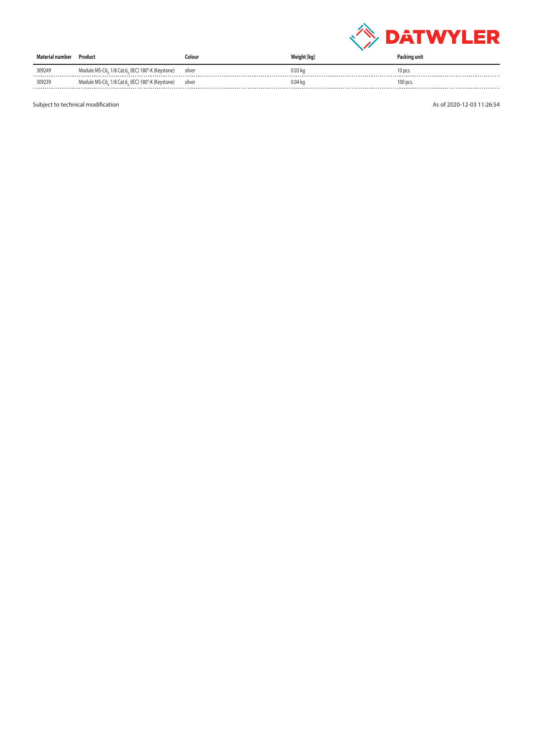| Material number | Product | Colour | Weight [kg] | Packing unit |
|---|---|---|---|---|
| 309249 | Module MS-C6$_A$ 1/8 Cat.6$_A$ (IEC) 180°-K (Keystone) | silver | 0.03 kg | 10 pcs. |
| 309239 | Module MS-C6$_A$ 1/8 Cat.6$_A$ (IEC) 180°-K (Keystone) | silver | 0.04 kg | 100 pcs. |

Subject to technical modification

As of 2020-12-03 11:26:54